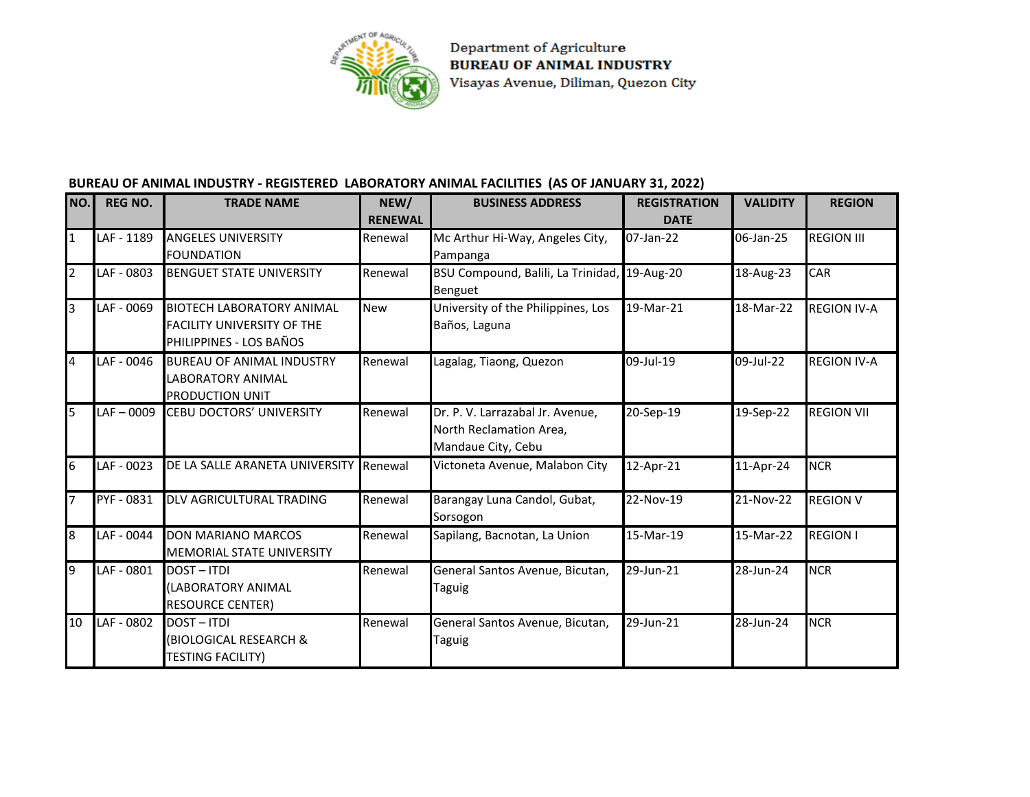Department of Agriculture
**BUREAU OF ANIMAL INDUSTRY**
Visayas Avenue, Diliman, Quezon City

## BUREAU OF ANIMAL INDUSTRY - REGISTERED LABORATORY ANIMAL FACILITIES (AS OF JANUARY 31, 2022)

| NO. | REG NO. | TRADE NAME | NEW/ RENEWAL | BUSINESS ADDRESS | REGISTRATION DATE | VALIDITY | REGION |
|---|---|---|---|---|---|---|---|
| 1 | LAF - 1189 | ANGELES UNIVERSITY FOUNDATION | Renewal | Mc Arthur Hi-Way, Angeles City, Pampanga | 07-Jan-22 | 06-Jan-25 | REGION III |
| 2 | LAF - 0803 | BENGUET STATE UNIVERSITY | Renewal | BSU Compound, Balili, La Trinidad, Benguet | 19-Aug-20 | 18-Aug-23 | CAR |
| 3 | LAF - 0069 | BIOTECH LABORATORY ANIMAL FACILITY UNIVERSITY OF THE PHILIPPINES - LOS BAÑOS | New | University of the Philippines, Los Baños, Laguna | 19-Mar-21 | 18-Mar-22 | REGION IV-A |
| 4 | LAF - 0046 | BUREAU OF ANIMAL INDUSTRY LABORATORY ANIMAL PRODUCTION UNIT | Renewal | Lagalag, Tiaong, Quezon | 09-Jul-19 | 09-Jul-22 | REGION IV-A |
| 5 | LAF – 0009 | CEBU DOCTORS' UNIVERSITY | Renewal | Dr. P. V. Larrazabal Jr. Avenue, North Reclamation Area, Mandaue City, Cebu | 20-Sep-19 | 19-Sep-22 | REGION VII |
| 6 | LAF - 0023 | DE LA SALLE ARANETA UNIVERSITY | Renewal | Victoneta Avenue, Malabon City | 12-Apr-21 | 11-Apr-24 | NCR |
| 7 | PYF - 0831 | DLV AGRICULTURAL TRADING | Renewal | Barangay Luna Candol, Gubat, Sorsogon | 22-Nov-19 | 21-Nov-22 | REGION V |
| 8 | LAF - 0044 | DON MARIANO MARCOS MEMORIAL STATE UNIVERSITY | Renewal | Sapilang, Bacnotan, La Union | 15-Mar-19 | 15-Mar-22 | REGION I |
| 9 | LAF - 0801 | DOST – ITDI (LABORATORY ANIMAL RESOURCE CENTER) | Renewal | General Santos Avenue, Bicutan, Taguig | 29-Jun-21 | 28-Jun-24 | NCR |
| 10 | LAF - 0802 | DOST – ITDI (BIOLOGICAL RESEARCH & TESTING FACILITY) | Renewal | General Santos Avenue, Bicutan, Taguig | 29-Jun-21 | 28-Jun-24 | NCR |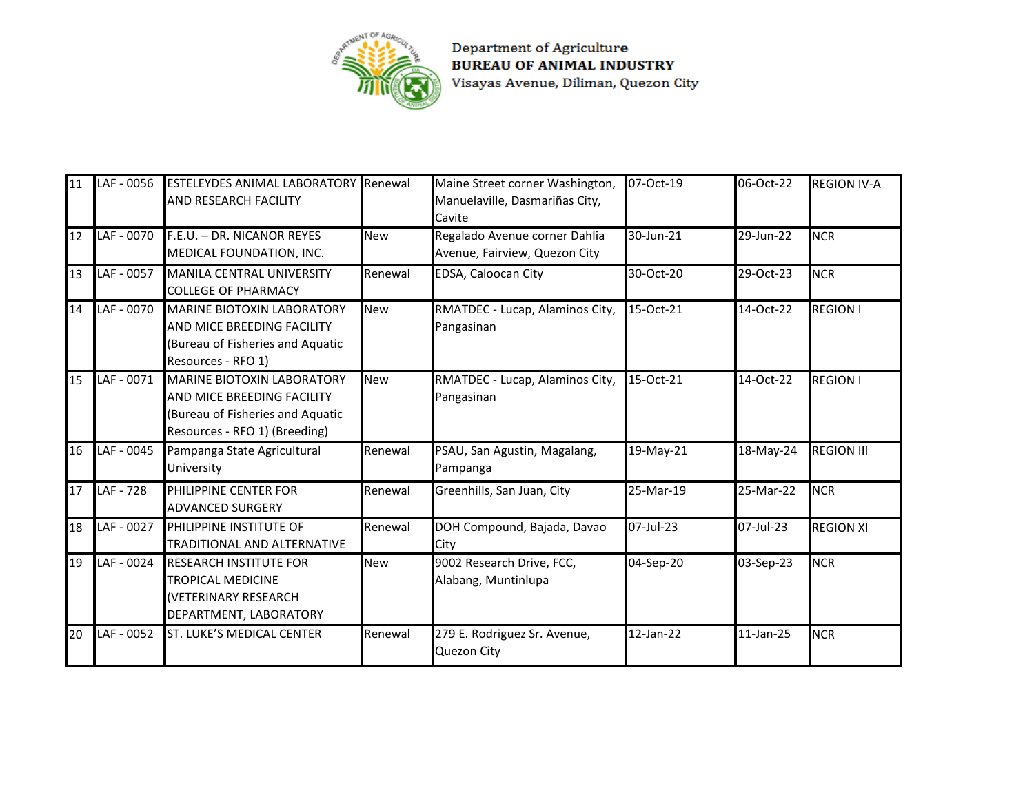Department of Agriculture
**BUREAU OF ANIMAL INDUSTRY**
Visayas Avenue, Diliman, Quezon City

| | | | | | | | |
|---|---|---|---|---|---|---|---|
| 11 | LAF - 0056 | ESTELEYDES ANIMAL LABORATORY AND RESEARCH FACILITY | Renewal | Maine Street corner Washington, Manuelaville, Dasmariñas City, Cavite | 07-Oct-19 | 06-Oct-22 | REGION IV-A |
| 12 | LAF - 0070 | F.E.U. – DR. NICANOR REYES MEDICAL FOUNDATION, INC. | New | Regalado Avenue corner Dahlia Avenue, Fairview, Quezon City | 30-Jun-21 | 29-Jun-22 | NCR |
| 13 | LAF - 0057 | MANILA CENTRAL UNIVERSITY COLLEGE OF PHARMACY | Renewal | EDSA, Caloocan City | 30-Oct-20 | 29-Oct-23 | NCR |
| 14 | LAF - 0070 | MARINE BIOTOXIN LABORATORY AND MICE BREEDING FACILITY (Bureau of Fisheries and Aquatic Resources - RFO 1) | New | RMATDEC - Lucap, Alaminos City, Pangasinan | 15-Oct-21 | 14-Oct-22 | REGION I |
| 15 | LAF - 0071 | MARINE BIOTOXIN LABORATORY AND MICE BREEDING FACILITY (Bureau of Fisheries and Aquatic Resources - RFO 1) (Breeding) | New | RMATDEC - Lucap, Alaminos City, Pangasinan | 15-Oct-21 | 14-Oct-22 | REGION I |
| 16 | LAF - 0045 | Pampanga State Agricultural University | Renewal | PSAU, San Agustin, Magalang, Pampanga | 19-May-21 | 18-May-24 | REGION III |
| 17 | LAF - 728 | PHILIPPINE CENTER FOR ADVANCED SURGERY | Renewal | Greenhills, San Juan, City | 25-Mar-19 | 25-Mar-22 | NCR |
| 18 | LAF - 0027 | PHILIPPINE INSTITUTE OF TRADITIONAL AND ALTERNATIVE | Renewal | DOH Compound, Bajada, Davao City | 07-Jul-23 | 07-Jul-23 | REGION XI |
| 19 | LAF - 0024 | RESEARCH INSTITUTE FOR TROPICAL MEDICINE (VETERINARY RESEARCH DEPARTMENT, LABORATORY | New | 9002 Research Drive, FCC, Alabang, Muntinlupa | 04-Sep-20 | 03-Sep-23 | NCR |
| 20 | LAF - 0052 | ST. LUKE'S MEDICAL CENTER | Renewal | 279 E. Rodriguez Sr. Avenue, Quezon City | 12-Jan-22 | 11-Jan-25 | NCR |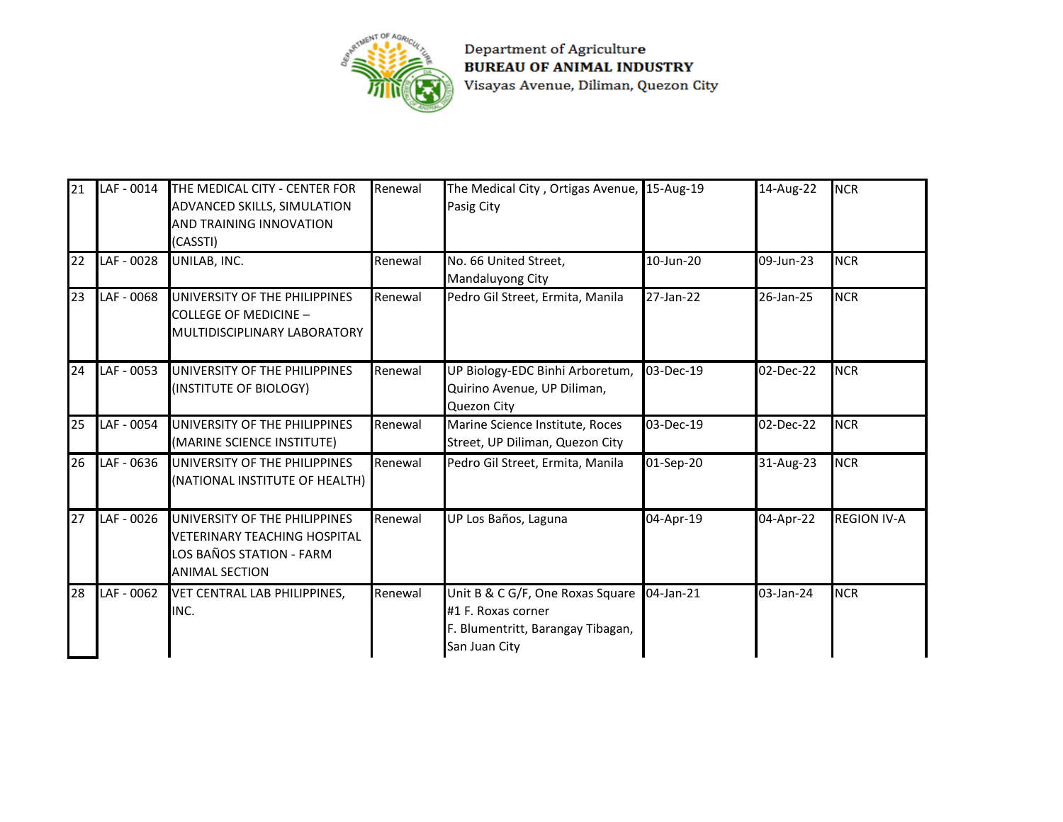Department of Agriculture
**BUREAU OF ANIMAL INDUSTRY**
Visayas Avenue, Diliman, Quezon City

| | | | | | | | |
|---|---|---|---|---|---|---|---|
| 21 | LAF - 0014 | THE MEDICAL CITY - CENTER FOR ADVANCED SKILLS, SIMULATION AND TRAINING INNOVATION (CASSTI) | Renewal | The Medical City , Ortigas Avenue, Pasig City | 15-Aug-19 | 14-Aug-22 | NCR |
| 22 | LAF - 0028 | UNILAB, INC. | Renewal | No. 66 United Street, Mandaluyong City | 10-Jun-20 | 09-Jun-23 | NCR |
| 23 | LAF - 0068 | UNIVERSITY OF THE PHILIPPINES COLLEGE OF MEDICINE – MULTIDISCIPLINARY LABORATORY | Renewal | Pedro Gil Street, Ermita, Manila | 27-Jan-22 | 26-Jan-25 | NCR |
| 24 | LAF - 0053 | UNIVERSITY OF THE PHILIPPINES (INSTITUTE OF BIOLOGY) | Renewal | UP Biology-EDC Binhi Arboretum, Quirino Avenue, UP Diliman, Quezon City | 03-Dec-19 | 02-Dec-22 | NCR |
| 25 | LAF - 0054 | UNIVERSITY OF THE PHILIPPINES (MARINE SCIENCE INSTITUTE) | Renewal | Marine Science Institute, Roces Street, UP Diliman, Quezon City | 03-Dec-19 | 02-Dec-22 | NCR |
| 26 | LAF - 0636 | UNIVERSITY OF THE PHILIPPINES (NATIONAL INSTITUTE OF HEALTH) | Renewal | Pedro Gil Street, Ermita, Manila | 01-Sep-20 | 31-Aug-23 | NCR |
| 27 | LAF - 0026 | UNIVERSITY OF THE PHILIPPINES VETERINARY TEACHING HOSPITAL LOS BAÑOS STATION - FARM ANIMAL SECTION | Renewal | UP Los Baños, Laguna | 04-Apr-19 | 04-Apr-22 | REGION IV-A |
| 28 | LAF - 0062 | VET CENTRAL LAB PHILIPPINES, INC. | Renewal | Unit B & C G/F, One Roxas Square #1 F. Roxas corner F. Blumentritt, Barangay Tibagan, San Juan City | 04-Jan-21 | 03-Jan-24 | NCR |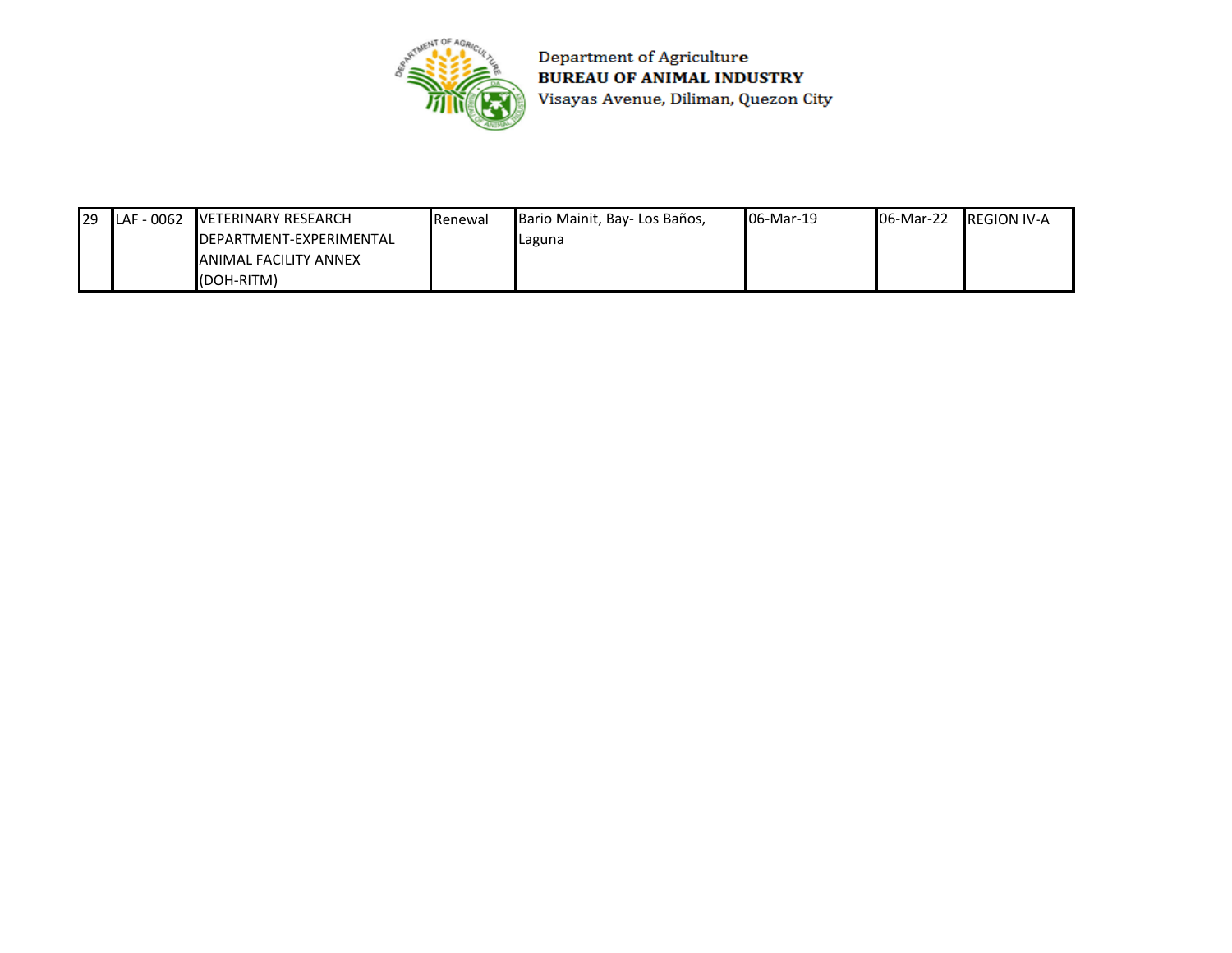Department of Agriculture
**BUREAU OF ANIMAL INDUSTRY**
Visayas Avenue, Diliman, Quezon City

| | | | | | | | |
|---|---|---|---|---|---|---|---|
| 29 | LAF - 0062 | VETERINARY RESEARCH DEPARTMENT-EXPERIMENTAL ANIMAL FACILITY ANNEX (DOH-RITM) | Renewal | Bario Mainit, Bay- Los Baños, Laguna | 06-Mar-19 | 06-Mar-22 | REGION IV-A |